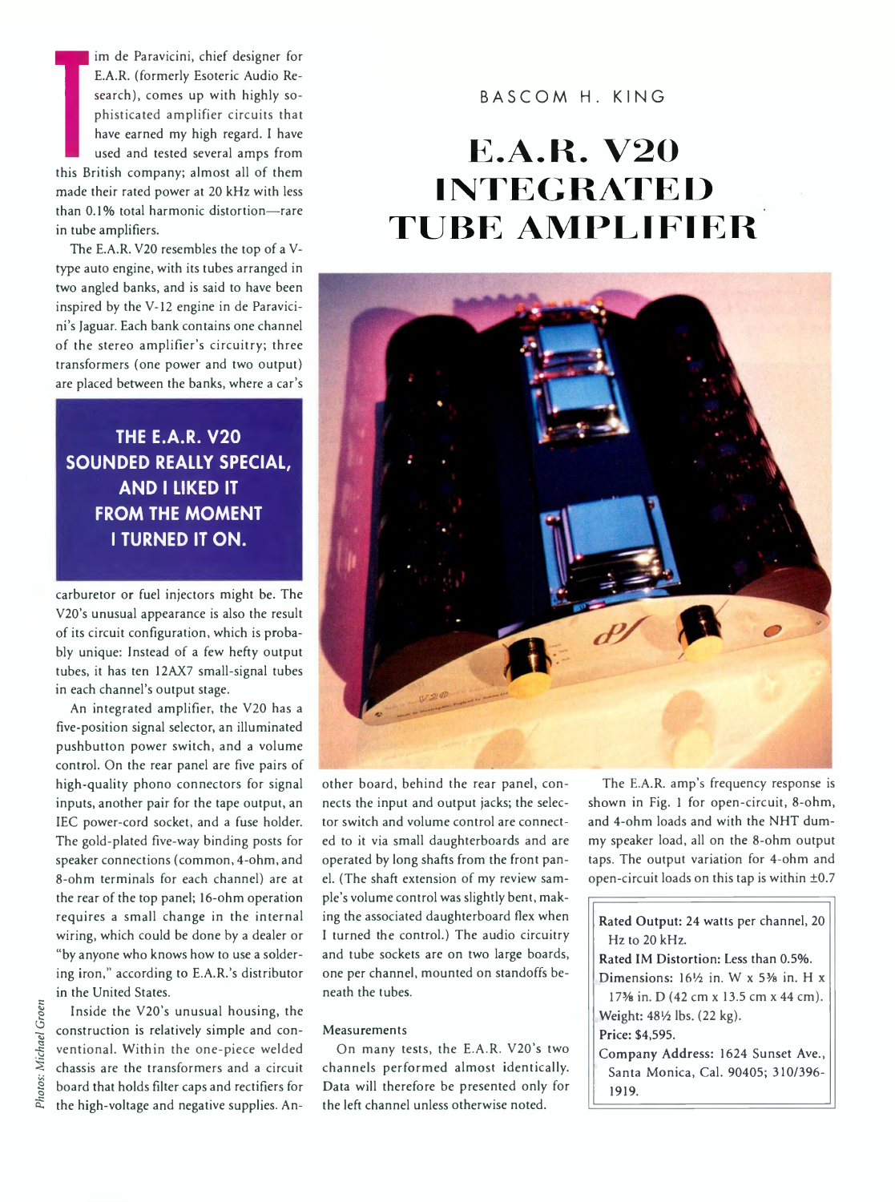BASCOM H. KING

# E.A.R. V20 INTEGRATED TUBE AMPLIFIER

Tim de Paravicini, chief designer for E.A.R. (formerly Esoteric Audio Research), comes up with highly sophisticated amplifier circuits that have earned my high regard. I have used and tested several amps from this British company; almost all of them made their rated power at 20 kHz with less than 0.1% total harmonic distortion—rare in tube amplifiers.

The E.A.R. V20 resembles the top of a V-type auto engine, with its tubes arranged in two angled banks, and is said to have been inspired by the V-12 engine in de Paravicini's Jaguar. Each bank contains one channel of the stereo amplifier's circuitry; three transformers (one power and two output) are placed between the banks, where a car's carburetor or fuel injectors might be. The V20's unusual appearance is also the result of its circuit configuration, which is probably unique: Instead of a few hefty output tubes, it has ten 12AX7 small-signal tubes in each channel's output stage.

**THE E.A.R. V20 SOUNDED REALLY SPECIAL, AND I LIKED IT FROM THE MOMENT I TURNED IT ON.**

An integrated amplifier, the V20 has a five-position signal selector, an illuminated pushbutton power switch, and a volume control. On the rear panel are five pairs of high-quality phono connectors for signal inputs, another pair for the tape output, an IEC power-cord socket, and a fuse holder. The gold-plated five-way binding posts for speaker connections (common, 4-ohm, and 8-ohm terminals for each channel) are at the rear of the top panel; 16-ohm operation requires a small change in the internal wiring, which could be done by a dealer or "by anyone who knows how to use a soldering iron," according to E.A.R.'s distributor in the United States.

Inside the V20's unusual housing, the construction is relatively simple and conventional. Within the one-piece welded chassis are the transformers and a circuit board that holds filter caps and rectifiers for the high-voltage and negative supplies. Another board, behind the rear panel, connects the input and output jacks; the selector switch and volume control are connected to it via small daughterboards and are operated by long shafts from the front panel. (The shaft extension of my review sample's volume control was slightly bent, making the associated daughterboard flex when I turned the control.) The audio circuitry and tube sockets are on two large boards, one per channel, mounted on standoffs beneath the tubes.

*Photos: Michael Groen*

## Measurements

On many tests, the E.A.R. V20's two channels performed almost identically. Data will therefore be presented only for the left channel unless otherwise noted.

The E.A.R. amp's frequency response is shown in Fig. 1 for open-circuit, 8-ohm, and 4-ohm loads and with the NHT dummy speaker load, all on the 8-ohm output taps. The output variation for 4-ohm and open-circuit loads on this tap is within ±0.7

**Rated Output:** 24 watts per channel, 20 Hz to 20 kHz.
**Rated IM Distortion:** Less than 0.5%.
**Dimensions:** 16½ in. W x 5⅜ in. H x 17⅜ in. D (42 cm x 13.5 cm x 44 cm).
**Weight:** 48½ lbs. (22 kg).
**Price:** $4,595.
**Company Address:** 1624 Sunset Ave., Santa Monica, Cal. 90405; 310/396-1919.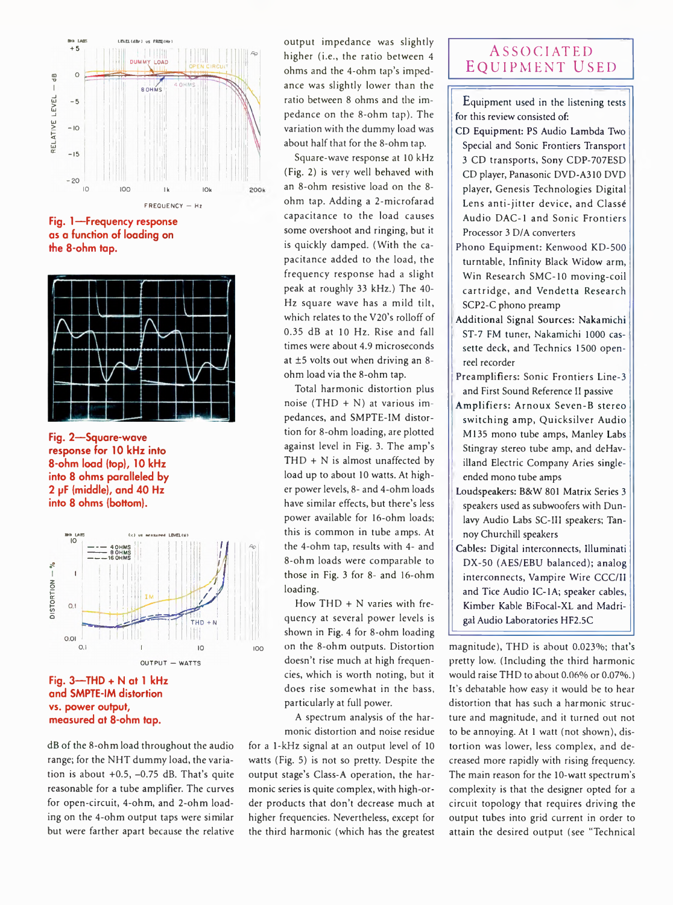Fig. 1—Frequency response as a function of loading on the 8-ohm tap.

Fig. 2—Square-wave response for 10 kHz into 8-ohm load (top), 10 kHz into 8 ohms paralleled by 2 µF (middle), and 40 Hz into 8 ohms (bottom).

Fig. 3—THD + N at 1 kHz and SMPTE-IM distortion vs. power output, measured at 8-ohm tap.

dB of the 8-ohm load throughout the audio range; for the NHT dummy load, the variation is about +0.5, –0.75 dB. That's quite reasonable for a tube amplifier. The curves for open-circuit, 4-ohm, and 2-ohm loading on the 4-ohm output taps were similar but were farther apart because the relative output impedance was slightly higher (i.e., the ratio between 4 ohms and the 4-ohm tap's impedance was slightly lower than the ratio between 8 ohms and the impedance on the 8-ohm tap). The variation with the dummy load was about half that for the 8-ohm tap.

Square-wave response at 10 kHz (Fig. 2) is very well behaved with an 8-ohm resistive load on the 8-ohm tap. Adding a 2-microfarad capacitance to the load causes some overshoot and ringing, but it is quickly damped. (With the capacitance added to the load, the frequency response had a slight peak at roughly 33 kHz.) The 40-Hz square wave has a mild tilt, which relates to the V20's rolloff of 0.35 dB at 10 Hz. Rise and fall times were about 4.9 microseconds at ±5 volts out when driving an 8-ohm load via the 8-ohm tap.

Total harmonic distortion plus noise (THD + N) at various impedances, and SMPTE-IM distortion for 8-ohm loading, are plotted against level in Fig. 3. The amp's THD + N is almost unaffected by load up to about 10 watts. At higher power levels, 8- and 4-ohm loads have similar effects, but there's less power available for 16-ohm loads; this is common in tube amps. At the 4-ohm tap, results with 4- and 8-ohm loads were comparable to those in Fig. 3 for 8- and 16-ohm loading.

How THD + N varies with frequency at several power levels is shown in Fig. 4 for 8-ohm loading on the 8-ohm outputs. Distortion doesn't rise much at high frequencies, which is worth noting, but it does rise somewhat in the bass, particularly at full power.

A spectrum analysis of the harmonic distortion and noise residue for a 1-kHz signal at an output level of 10 watts (Fig. 5) is not so pretty. Despite the output stage's Class-A operation, the harmonic series is quite complex, with high-order products that don't decrease much at higher frequencies. Nevertheless, except for the third harmonic (which has the greatest magnitude), THD is about 0.023%; that's pretty low. (Including the third harmonic would raise THD to about 0.06% or 0.07%.) It's debatable how easy it would be to hear distortion that has such a harmonic structure and magnitude, and it turned out not to be annoying. At 1 watt (not shown), distortion was lower, less complex, and decreased more rapidly with rising frequency. The main reason for the 10-watt spectrum's complexity is that the designer opted for a circuit topology that requires driving the output tubes into grid current in order to attain the desired output (see "Technical

## Associated Equipment Used

Equipment used in the listening tests for this review consisted of:

- **CD Equipment:** PS Audio Lambda Two Special and Sonic Frontiers Transport 3 CD transports, Sony CDP-707ESD CD player, Panasonic DVD-A310 DVD player, Genesis Technologies Digital Lens anti-jitter device, and Classé Audio DAC-1 and Sonic Frontiers Processor 3 D/A converters
- **Phono Equipment:** Kenwood KD-500 turntable, Infinity Black Widow arm, Win Research SMC-10 moving-coil cartridge, and Vendetta Research SCP2-C phono preamp
- **Additional Signal Sources:** Nakamichi ST-7 FM tuner, Nakamichi 1000 cassette deck, and Technics 1500 open-reel recorder
- **Preamplifiers:** Sonic Frontiers Line-3 and First Sound Reference II passive
- **Amplifiers:** Arnoux Seven-B stereo switching amp, Quicksilver Audio M135 mono tube amps, Manley Labs Stingray stereo tube amp, and deHavilland Electric Company Aries single-ended mono tube amps
- **Loudspeakers:** B&W 801 Matrix Series 3 speakers used as subwoofers with Dunlavy Audio Labs SC-III speakers; Tannoy Churchill speakers
- **Cables:** Digital interconnects, Illuminati DX-50 (AES/EBU balanced); analog interconnects, Vampire Wire CCC/II and Tice Audio IC-1A; speaker cables, Kimber Kable BiFocal-XL and Madrigal Audio Laboratories HF2.5C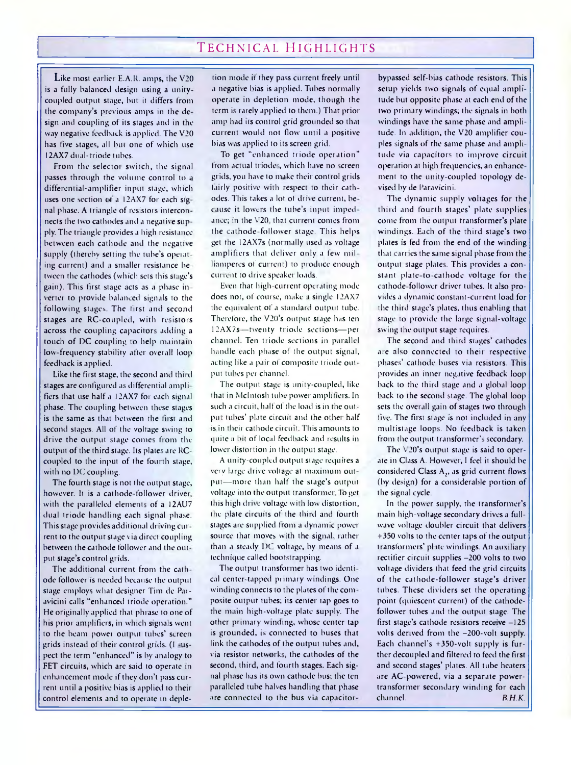# Technical Highlights

Like most earlier E.A.R. amps, the V20 is a fully balanced design using a unity-coupled output stage, but it differs from the company's previous amps in the design and coupling of its stages and in the way negative feedback is applied. The V20 has five stages, all but one of which use 12AX7 dual-triode tubes.

From the selector switch, the signal passes through the volume control to a differential-amplifier input stage, which uses one section of a 12AX7 for each signal phase. A triangle of resistors interconnects the two cathodes and a negative supply. The triangle provides a high resistance between each cathode and the negative supply (thereby setting the tube's operating current) and a smaller resistance between the cathodes (which sets this stage's gain). This first stage acts as a phase inverter to provide balanced signals to the following stages. The first and second stages are RC-coupled, with resistors across the coupling capacitors adding a touch of DC coupling to help maintain low-frequency stability after overall loop feedback is applied.

Like the first stage, the second and third stages are configured as differential amplifiers that use half a 12AX7 for each signal phase. The coupling between these stages is the same as that between the first and second stages. All of the voltage swing to drive the output stage comes from the output of the third stage. Its plates are RC-coupled to the input of the fourth stage, with no DC coupling.

The fourth stage is not the output stage, however. It is a cathode-follower driver, with the paralleled elements of a 12AU7 dual triode handling each signal phase. This stage provides additional driving current to the output stage via direct coupling between the cathode follower and the output stage's control grids.

The additional current from the cathode follower is needed because the output stage employs what designer Tim de Paravicini calls "enhanced triode operation." He originally applied that phrase to one of his prior amplifiers, in which signals went to the beam power output tubes' screen grids instead of their control grids. (I suspect the term "enhanced" is by analogy to FET circuits, which are said to operate in enhancement mode if they don't pass current until a positive bias is applied to their control elements and to operate in depletion mode if they pass current freely until a negative bias is applied. Tubes normally operate in depletion mode, though the term is rarely applied to them.) That prior amp had its control grid grounded so that current would not flow until a positive bias was applied to its screen grid.

To get "enhanced triode operation" from actual triodes, which have no screen grids, you have to make their control grids fairly positive with respect to their cathodes. This takes a lot of drive current, because it lowers the tube's input impedance; in the V20, that current comes from the cathode-follower stage. This helps get the 12AX7s (normally used as voltage amplifiers that deliver only a few milliamperes of current) to produce enough current to drive speaker loads.

Even that high-current operating mode does not, of course, make a single 12AX7 the equivalent of a standard output tube. Therefore, the V20's output stage has ten 12AX7s—twenty triode sections—per channel. Ten triode sections in parallel handle each phase of the output signal, acting like a pair of composite triode output tubes per channel.

The output stage is unity-coupled, like that in McIntosh tube power amplifiers. In such a circuit, half of the load is in the output tubes' plate circuit and the other half is in their cathode circuit. This amounts to quite a bit of local feedback and results in lower distortion in the output stage.

A unity-coupled output stage requires a very large drive voltage at maximum output—more than half the stage's output voltage into the output transformer. To get this high drive voltage with low distortion, the plate circuits of the third and fourth stages are supplied from a dynamic power source that moves with the signal, rather than a steady DC voltage, by means of a technique called bootstrapping.

The output transformer has two identical center-tapped primary windings. One winding connects to the plates of the composite output tubes; its center tap goes to the main high-voltage plate supply. The other primary winding, whose center tap is grounded, is connected to buses that link the cathodes of the output tubes and, via resistor networks, the cathodes of the second, third, and fourth stages. Each signal phase has its own cathode bus; the ten paralleled tube halves handling that phase are connected to the bus via capacitor-bypassed self-bias cathode resistors. This setup yields two signals of equal amplitude but opposite phase at each end of the two primary windings; the signals in both windings have the same phase and amplitude. In addition, the V20 amplifier couples signals of the same phase and amplitude via capacitors to improve circuit operation at high frequencies, an enhancement to the unity-coupled topology devised by de Paravicini.

The dynamic supply voltages for the third and fourth stages' plate supplies come from the output transformer's plate windings. Each of the third stage's two plates is fed from the end of the winding that carries the same signal phase from the output stage plates. This provides a constant plate-to-cathode voltage for the cathode-follower driver tubes. It also provides a dynamic constant-current load for the third stage's plates, thus enabling that stage to provide the large signal-voltage swing the output stage requires.

The second and third stages' cathodes are also connected to their respective phases' cathode buses via resistors. This provides an inner negative feedback loop back to the third stage and a global loop back to the second stage. The global loop sets the overall gain of stages two through five. The first stage is not included in any multistage loops. No feedback is taken from the output transformer's secondary.

The V20's output stage is said to operate in Class A. However, I feel it should be considered Class $A_2$, as grid current flows (by design) for a considerable portion of the signal cycle.

In the power supply, the transformer's main high-voltage secondary drives a full-wave voltage doubler circuit that delivers +350 volts to the center taps of the output transformers' plate windings. An auxiliary rectifier circuit supplies –200 volts to two voltage dividers that feed the grid circuits of the cathode-follower stage's driver tubes. These dividers set the operating point (quiescent current) of the cathode-follower tubes and the output stage. The first stage's cathode resistors receive –125 volts derived from the –200-volt supply. Each channel's +350-volt supply is further decoupled and filtered to feed the first and second stages' plates. All tube heaters are AC-powered, via a separate power-transformer secondary winding for each channel. *B.H.K.*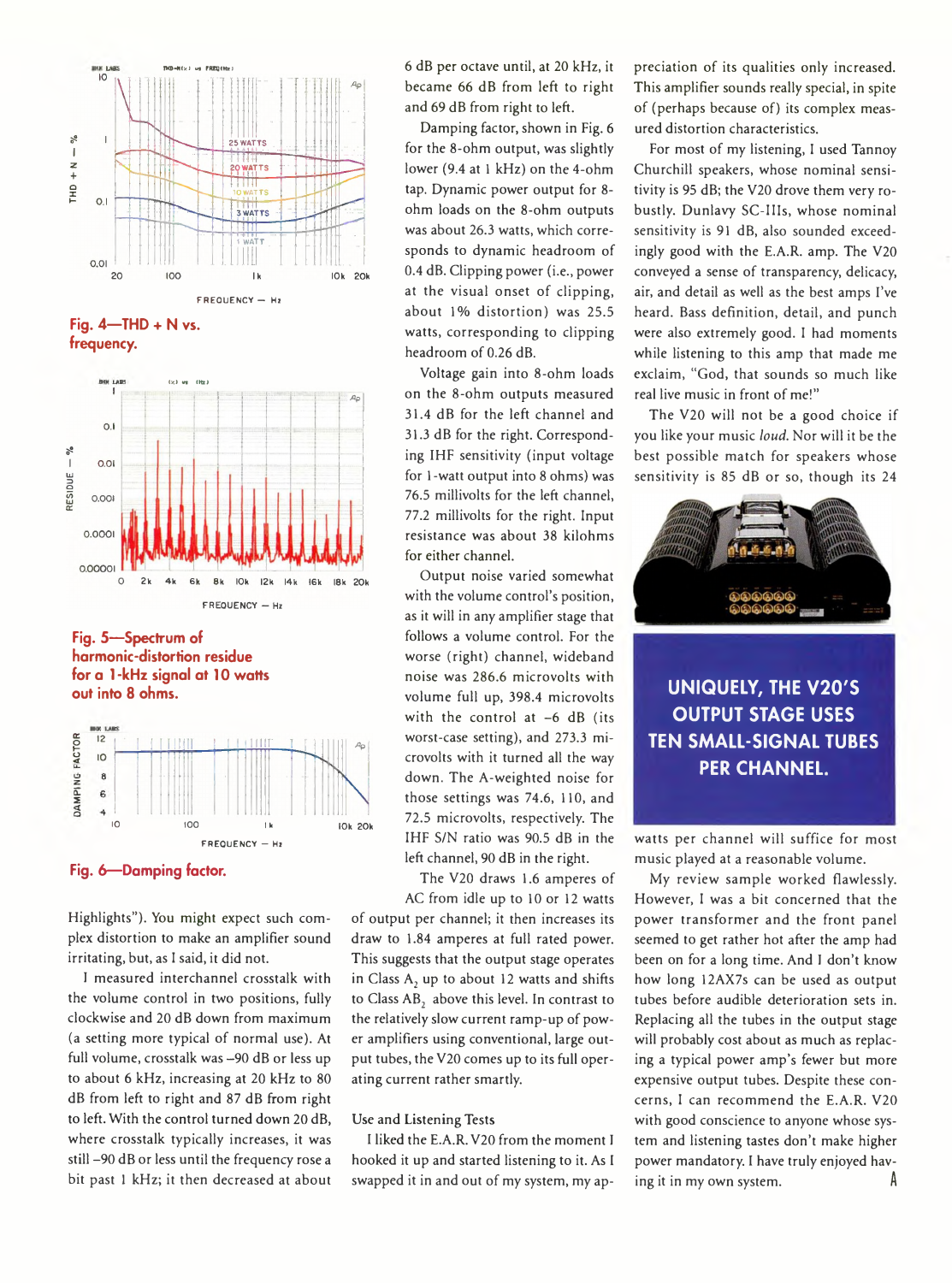BHK LABS THD+N(%) vs FREQ(Hz)

10

1

0.1

0.01

THD + N — %

25 WATTS

20 WATTS

10 WATTS

3 WATTS

1 WATT

20 100 1k 10k 20k

FREQUENCY — Hz

Ap

**Fig. 4—THD + N vs. frequency.**

BHK LABS (%) vs (Hz)

1

0.1

0.01

0.001

0.0001

0.00001

RESIDUE — %

0 2k 4k 6k 8k 10k 12k 14k 16k 18k 20k

FREQUENCY — Hz

Ap

**Fig. 5—Spectrum of harmonic-distortion residue for a 1-kHz signal at 10 watts out into 8 ohms.**

BHK LABS

12

10

8

6

4

DAMPING FACTOR

10 100 1k 10k 20k

FREQUENCY — Hz

Ap

**Fig. 6—Damping factor.**

Highlights"). You might expect such complex distortion to make an amplifier sound irritating, but, as I said, it did not.

I measured interchannel crosstalk with the volume control in two positions, fully clockwise and 20 dB down from maximum (a setting more typical of normal use). At full volume, crosstalk was –90 dB or less up to about 6 kHz, increasing at 20 kHz to 80 dB from left to right and 87 dB from right to left. With the control turned down 20 dB, where crosstalk typically increases, it was still –90 dB or less until the frequency rose a bit past 1 kHz; it then decreased at about 6 dB per octave until, at 20 kHz, it became 66 dB from left to right and 69 dB from right to left.

Damping factor, shown in Fig. 6 for the 8-ohm output, was slightly lower (9.4 at 1 kHz) on the 4-ohm tap. Dynamic power output for 8-ohm loads on the 8-ohm outputs was about 26.3 watts, which corresponds to dynamic headroom of 0.4 dB. Clipping power (i.e., power at the visual onset of clipping, about 1% distortion) was 25.5 watts, corresponding to clipping headroom of 0.26 dB.

Voltage gain into 8-ohm loads on the 8-ohm outputs measured 31.4 dB for the left channel and 31.3 dB for the right. Corresponding IHF sensitivity (input voltage for 1-watt output into 8 ohms) was 76.5 millivolts for the left channel, 77.2 millivolts for the right. Input resistance was about 38 kilohms for either channel.

Output noise varied somewhat with the volume control's position, as it will in any amplifier stage that follows a volume control. For the worse (right) channel, wideband noise was 286.6 microvolts with volume full up, 398.4 microvolts with the control at –6 dB (its worst-case setting), and 273.3 microvolts with it turned all the way down. The A-weighted noise for those settings was 74.6, 110, and 72.5 microvolts, respectively. The IHF S/N ratio was 90.5 dB in the left channel, 90 dB in the right.

The V20 draws 1.6 amperes of AC from idle up to 10 or 12 watts of output per channel; it then increases its draw to 1.84 amperes at full rated power. This suggests that the output stage operates in Class $A_2$ up to about 12 watts and shifts to Class $AB_2$ above this level. In contrast to the relatively slow current ramp-up of power amplifiers using conventional, large output tubes, the V20 comes up to its full operating current rather smartly.

## Use and Listening Tests

I liked the E.A.R. V20 from the moment I hooked it up and started listening to it. As I swapped it in and out of my system, my appreciation of its qualities only increased. This amplifier sounds really special, in spite of (perhaps because of) its complex measured distortion characteristics.

For most of my listening, I used Tannoy Churchill speakers, whose nominal sensitivity is 95 dB; the V20 drove them very robustly. Dunlavy SC-IIIs, whose nominal sensitivity is 91 dB, also sounded exceedingly good with the E.A.R. amp. The V20 conveyed a sense of transparency, delicacy, air, and detail as well as the best amps I've heard. Bass definition, detail, and punch were also extremely good. I had moments while listening to this amp that made me exclaim, "God, that sounds so much like real live music in front of me!"

The V20 will not be a good choice if you like your music *loud*. Nor will it be the best possible match for speakers whose sensitivity is 85 dB or so, though its 24 watts per channel will suffice for most music played at a reasonable volume.

**UNIQUELY, THE V20'S OUTPUT STAGE USES TEN SMALL-SIGNAL TUBES PER CHANNEL.**

My review sample worked flawlessly. However, I was a bit concerned that the power transformer and the front panel seemed to get rather hot after the amp had been on for a long time. And I don't know how long 12AX7s can be used as output tubes before audible deterioration sets in. Replacing all the tubes in the output stage will probably cost about as much as replacing a typical power amp's fewer but more expensive output tubes. Despite these concerns, I can recommend the E.A.R. V20 with good conscience to anyone whose system and listening tastes don't make higher power mandatory. I have truly enjoyed having it in my own system.